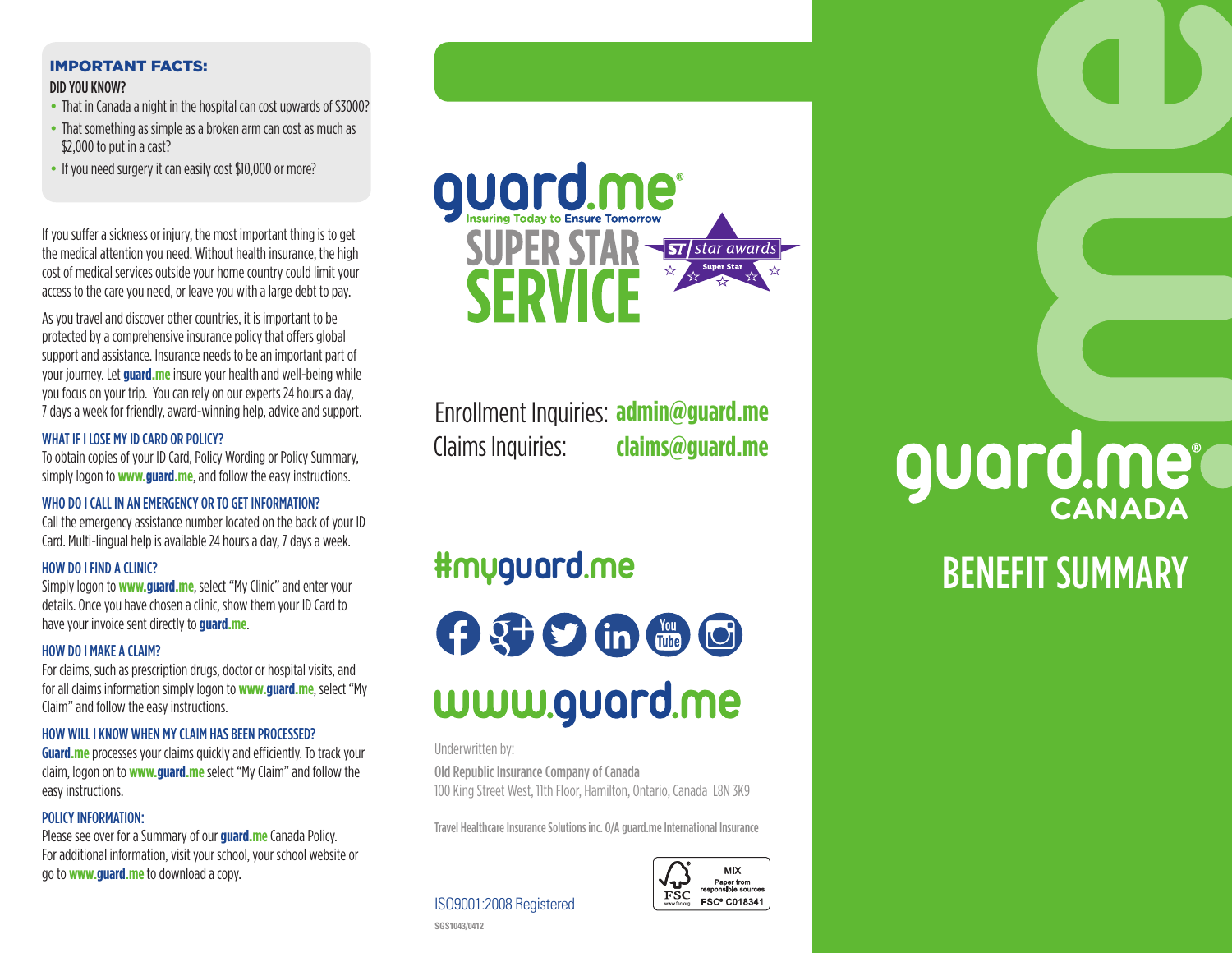## IMPORTANT FACTS:

**DID YOU KNOW?**

- That in Canada a night in the hospital can cost upwards of $3000?
- That something as simple as a broken arm can cost as much as $2,000 to put in a cast?
- If you need surgery it can easily cost $10,000 or more?

If you suffer a sickness or injury, the most important thing is to get the medical attention you need. Without health insurance, the high cost of medical services outside your home country could limit your access to the care you need, or leave you with a large debt to pay.

As you travel and discover other countries, it is important to be protected by a comprehensive insurance policy that offers global support and assistance. Insurance needs to be an important part of your journey. Let **guard.me** insure your health and well-being while you focus on your trip. You can rely on our experts 24 hours a day, 7 days a week for friendly, award-winning help, advice and support.

### WHAT IF I LOSE MY ID CARD OR POLICY?

To obtain copies of your ID Card, Policy Wording or Policy Summary, simply logon to **www.guard.me**, and follow the easy instructions.

### WHO DO I CALL IN AN EMERGENCY OR TO GET INFORMATION?

Call the emergency assistance number located on the back of your ID Card. Multi-lingual help is available 24 hours a day, 7 days a week.

### HOW DO I FIND A CLINIC?

Simply logon to **www.guard.me**, select "My Clinic" and enter your details. Once you have chosen a clinic, show them your ID Card to have your invoice sent directly to **guard.me**.

### HOW DO I MAKE A CLAIM?

For claims, such as prescription drugs, doctor or hospital visits, and for all claims information simply logon to **www.guard.me**, select "My Claim" and follow the easy instructions.

### HOW WILL I KNOW WHEN MY CLAIM HAS BEEN PROCESSED?

**Guard.me** processes your claims quickly and efficiently. To track your claim, logon on to **www.guard.me** select "My Claim" and follow the easy instructions.

### POLICY INFORMATION:

Please see over for a Summary of our **guard.me** Canada Policy. For additional information, visit your school, your school website or go to **www.guard.me** to download a copy.

**guard.me**® Insuring Today to Ensure Tomorrow

**SUPER STAR SERVICE**

ST star awards – Super Star

Enrollment Inquiries: **admin@guard.me**
Claims Inquiries: **claims@guard.me**

**#myguard.me**

**www.guard.me**

Underwritten by:
**Old Republic Insurance Company of Canada**
100 King Street West, 11th Floor, Hamilton, Ontario, Canada L8N 3K9

Travel Healthcare Insurance Solutions inc. O/A guard.me International Insurance

ISO9001:2008 Registered

SGS1043/0412

FSC MIX Paper from responsible sources FSC® C018341

# guard.me® CANADA

# BENEFIT SUMMARY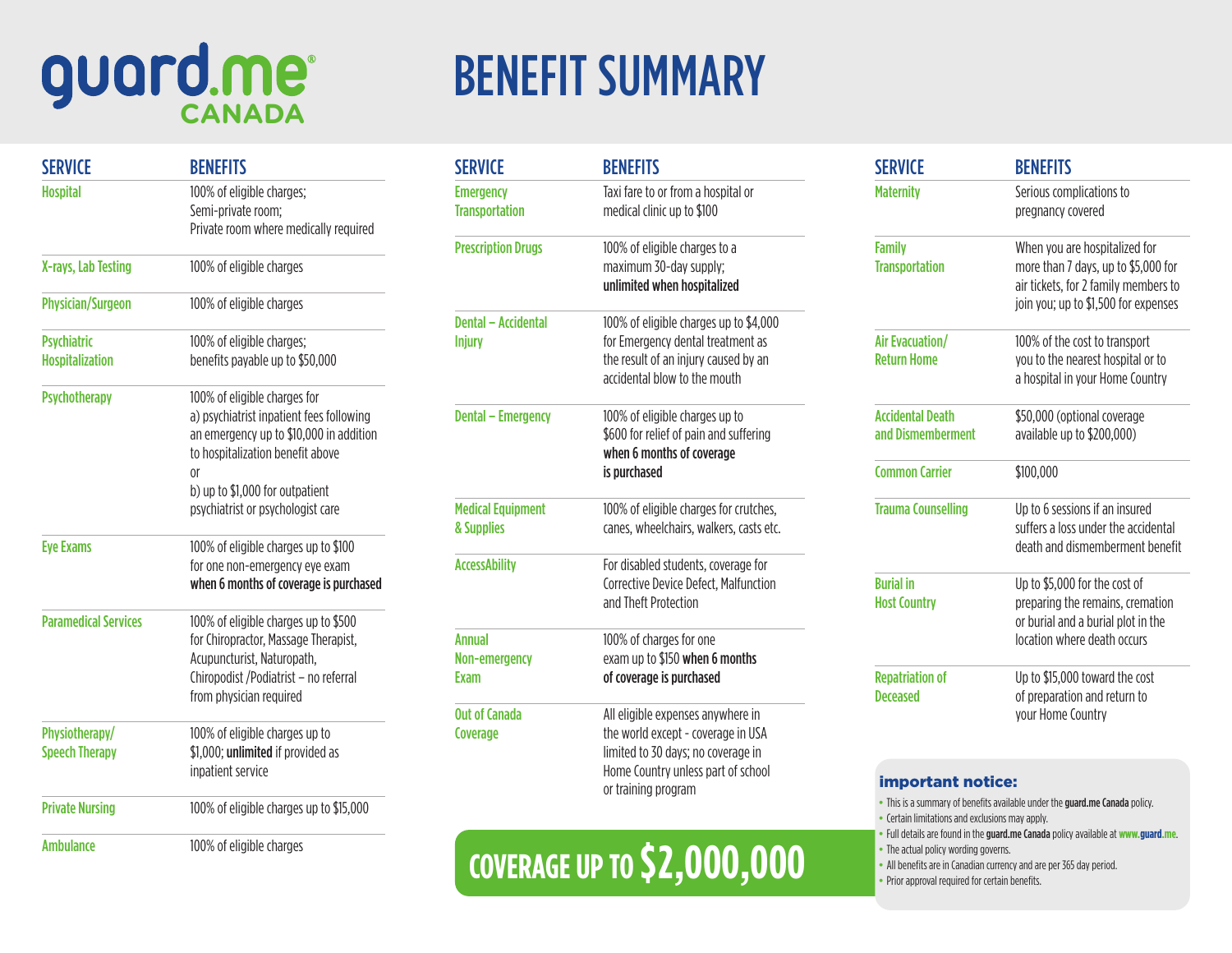# guard.me CANADA

# BENEFIT SUMMARY

| SERVICE | BENEFITS |
|---|---|
| Hospital | 100% of eligible charges; Semi-private room; Private room where medically required |
| X-rays, Lab Testing | 100% of eligible charges |
| Physician/Surgeon | 100% of eligible charges |
| Psychiatric Hospitalization | 100% of eligible charges; benefits payable up to $50,000 |
| Psychotherapy | 100% of eligible charges for a) psychiatrist inpatient fees following an emergency up to $10,000 in addition to hospitalization benefit above or b) up to $1,000 for outpatient psychiatrist or psychologist care |
| Eye Exams | 100% of eligible charges up to $100 for one non-emergency eye exam **when 6 months of coverage is purchased** |
| Paramedical Services | 100% of eligible charges up to $500 for Chiropractor, Massage Therapist, Acupuncturist, Naturopath, Chiropodist /Podiatrist – no referral from physician required |
| Physiotherapy/ Speech Therapy | 100% of eligible charges up to $1,000; **unlimited** if provided as inpatient service |
| Private Nursing | 100% of eligible charges up to $15,000 |
| Ambulance | 100% of eligible charges |
| Emergency Transportation | Taxi fare to or from a hospital or medical clinic up to $100 |
| Prescription Drugs | 100% of eligible charges to a maximum 30-day supply; **unlimited when hospitalized** |
| Dental – Accidental Injury | 100% of eligible charges up to $4,000 for Emergency dental treatment as the result of an injury caused by an accidental blow to the mouth |
| Dental – Emergency | 100% of eligible charges up to $600 for relief of pain and suffering **when 6 months of coverage is purchased** |
| Medical Equipment & Supplies | 100% of eligible charges for crutches, canes, wheelchairs, walkers, casts etc. |
| AccessAbility | For disabled students, coverage for Corrective Device Defect, Malfunction and Theft Protection |
| Annual Non-emergency Exam | 100% of charges for one exam up to $150 **when 6 months of coverage is purchased** |
| Out of Canada Coverage | All eligible expenses anywhere in the world except - coverage in USA limited to 30 days; no coverage in Home Country unless part of school or training program |
| Maternity | Serious complications to pregnancy covered |
| Family Transportation | When you are hospitalized for more than 7 days, up to $5,000 for air tickets, for 2 family members to join you; up to $1,500 for expenses |
| Air Evacuation/ Return Home | 100% of the cost to transport you to the nearest hospital or to a hospital in your Home Country |
| Accidental Death and Dismemberment | $50,000 (optional coverage available up to $200,000) |
| Common Carrier | $100,000 |
| Trauma Counselling | Up to 6 sessions if an insured suffers a loss under the accidental death and dismemberment benefit |
| Burial in Host Country | Up to $5,000 for the cost of preparing the remains, cremation or burial and a burial plot in the location where death occurs |
| Repatriation of Deceased | Up to $15,000 toward the cost of preparation and return to your Home Country |

**COVERAGE UP TO $2,000,000**

**important notice:**

- This is a summary of benefits available under the **guard.me Canada** policy.
- Certain limitations and exclusions may apply.
- Full details are found in the **guard.me Canada** policy available at **www.guard.me**.
- The actual policy wording governs.
- All benefits are in Canadian currency and are per 365 day period.
- Prior approval required for certain benefits.